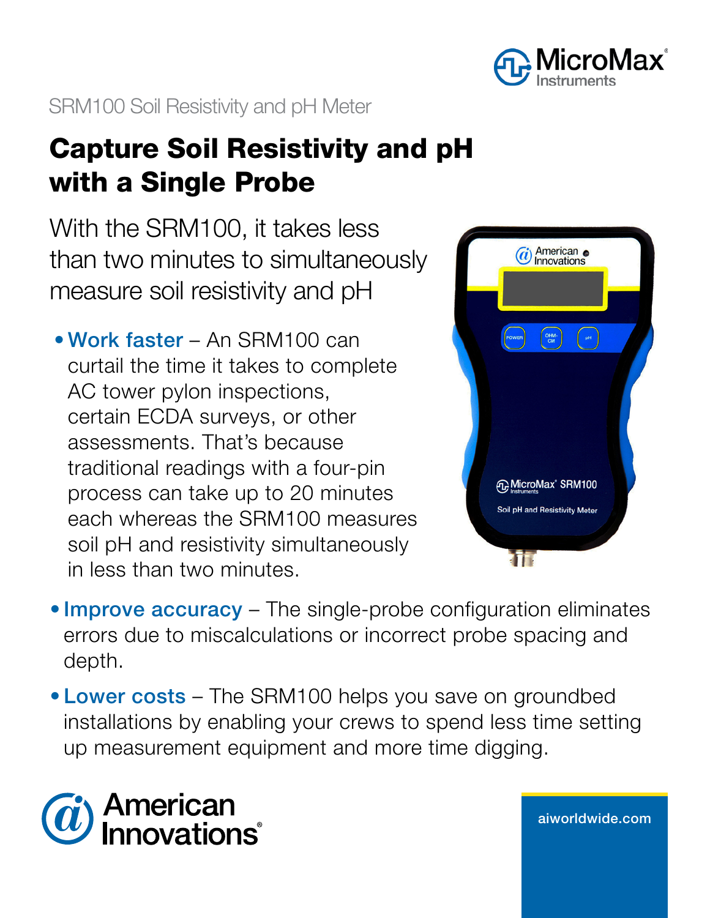SRM100 Soil Resistivity and pH Meter

# Capture Soil Resistivity and pH with a Single Probe

With the SRM100, it takes less than two minutes to simultaneously measure soil resistivity and pH

- **Work faster** – An SRM100 can curtail the time it takes to complete AC tower pylon inspections, certain ECDA surveys, or other assessments. That's because traditional readings with a four-pin process can take up to 20 minutes each whereas the SRM100 measures soil pH and resistivity simultaneously in less than two minutes.
- **Improve accuracy** – The single-probe configuration eliminates errors due to miscalculations or incorrect probe spacing and depth.
- **Lower costs** – The SRM100 helps you save on groundbed installations by enabling your crews to spend less time setting up measurement equipment and more time digging.

aiworldwide.com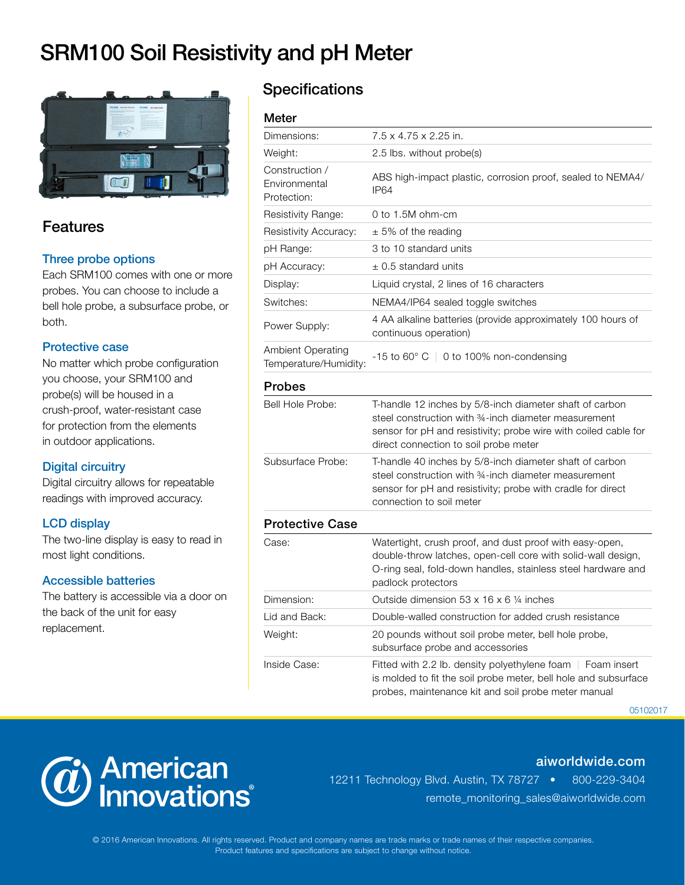# SRM100 Soil Resistivity and pH Meter

## Features

### Three probe options

Each SRM100 comes with one or more probes. You can choose to include a bell hole probe, a subsurface probe, or both.

### Protective case

No matter which probe configuration you choose, your SRM100 and probe(s) will be housed in a crush-proof, water-resistant case for protection from the elements in outdoor applications.

### Digital circuitry

Digital circuitry allows for repeatable readings with improved accuracy.

### LCD display

The two-line display is easy to read in most light conditions.

### Accessible batteries

The battery is accessible via a door on the back of the unit for easy replacement.

## Specifications

### Meter

| | |
|---|---|
| Dimensions: | 7.5 x 4.75 x 2.25 in. |
| Weight: | 2.5 lbs. without probe(s) |
| Construction / Environmental Protection: | ABS high-impact plastic, corrosion proof, sealed to NEMA4/ IP64 |
| Resistivity Range: | 0 to 1.5M ohm-cm |
| Resistivity Accuracy: | ± 5% of the reading |
| pH Range: | 3 to 10 standard units |
| pH Accuracy: | ± 0.5 standard units |
| Display: | Liquid crystal, 2 lines of 16 characters |
| Switches: | NEMA4/IP64 sealed toggle switches |
| Power Supply: | 4 AA alkaline batteries (provide approximately 100 hours of continuous operation) |
| Ambient Operating Temperature/Humidity: | -15 to 60° C \| 0 to 100% non-condensing |

### Probes

| | |
|---|---|
| Bell Hole Probe: | T-handle 12 inches by 5/8-inch diameter shaft of carbon steel construction with ¾-inch diameter measurement sensor for pH and resistivity; probe wire with coiled cable for direct connection to soil probe meter |
| Subsurface Probe: | T-handle 40 inches by 5/8-inch diameter shaft of carbon steel construction with ¾-inch diameter measurement sensor for pH and resistivity; probe with cradle for direct connection to soil meter |

### Protective Case

| | |
|---|---|
| Case: | Watertight, crush proof, and dust proof with easy-open, double-throw latches, open-cell core with solid-wall design, O-ring seal, fold-down handles, stainless steel hardware and padlock protectors |
| Dimension: | Outside dimension 53 x 16 x 6 ¼ inches |
| Lid and Back: | Double-walled construction for added crush resistance |
| Weight: | 20 pounds without soil probe meter, bell hole probe, subsurface probe and accessories |
| Inside Case: | Fitted with 2.2 lb. density polyethylene foam \| Foam insert is molded to fit the soil probe meter, bell hole and subsurface probes, maintenance kit and soil probe meter manual |

05102017

American Innovations®

aiworldwide.com

12211 Technology Blvd. Austin, TX 78727 • 800-229-3404

remote_monitoring_sales@aiworldwide.com

© 2016 American Innovations. All rights reserved. Product and company names are trade marks or trade names of their respective companies. Product features and specifications are subject to change without notice.